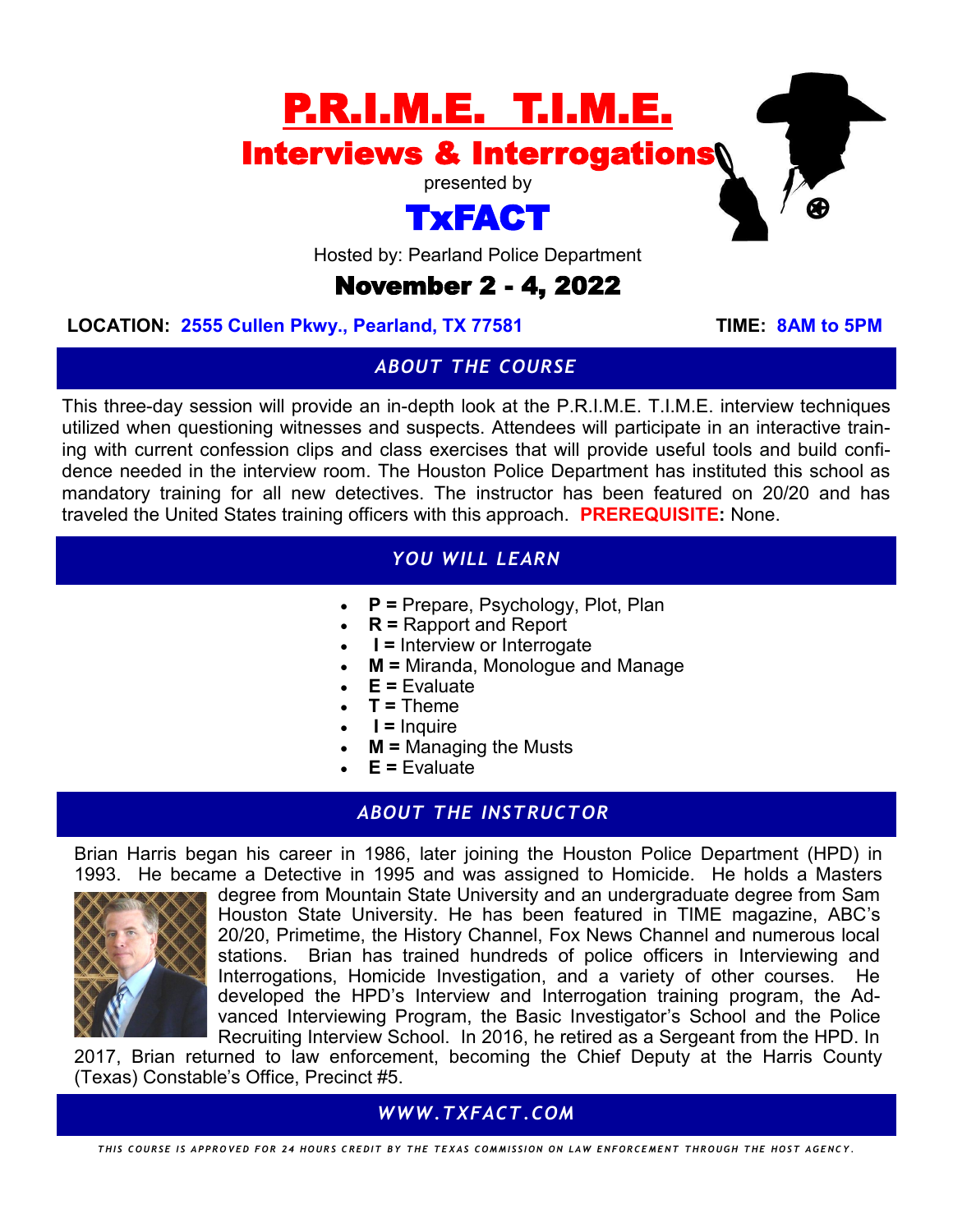# P.R.I.M.E. T.I.M.E.

## Interviews & Interrogations

presented by

## TxFACT

Hosted by: Pearland Police Department

## November 2 - 4, 2022

**LOCATION:** **2555 Cullen Pkwy., Pearland, TX 77581** **TIME:** **8AM to 5PM**

### *ABOUT THE COURSE*

This three-day session will provide an in-depth look at the P.R.I.M.E. T.I.M.E. interview techniques utilized when questioning witnesses and suspects. Attendees will participate in an interactive training with current confession clips and class exercises that will provide useful tools and build confidence needed in the interview room. The Houston Police Department has instituted this school as mandatory training for all new detectives. The instructor has been featured on 20/20 and has traveled the United States training officers with this approach. **PREREQUISITE:** None.

### *YOU WILL LEARN*

- **P =** Prepare, Psychology, Plot, Plan
- **R =** Rapport and Report
- **I =** Interview or Interrogate
- **M =** Miranda, Monologue and Manage
- **E =** Evaluate
- **T =** Theme
- **I =** Inquire
- **M =** Managing the Musts
- **E =** Evaluate

### *ABOUT THE INSTRUCTOR*

Brian Harris began his career in 1986, later joining the Houston Police Department (HPD) in 1993. He became a Detective in 1995 and was assigned to Homicide. He holds a Masters degree from Mountain State University and an undergraduate degree from Sam Houston State University. He has been featured in TIME magazine, ABC's 20/20, Primetime, the History Channel, Fox News Channel and numerous local stations. Brian has trained hundreds of police officers in Interviewing and Interrogations, Homicide Investigation, and a variety of other courses. He developed the HPD's Interview and Interrogation training program, the Advanced Interviewing Program, the Basic Investigator's School and the Police Recruiting Interview School. In 2016, he retired as a Sergeant from the HPD. In 2017, Brian returned to law enforcement, becoming the Chief Deputy at the Harris County (Texas) Constable's Office, Precinct #5.

### *WWW.TXFACT.COM*

*THIS COURSE IS APPROVED FOR 24 HOURS CREDIT BY THE TEXAS COMMISSION ON LAW ENFORCEMENT THROUGH THE HOST AGENCY.*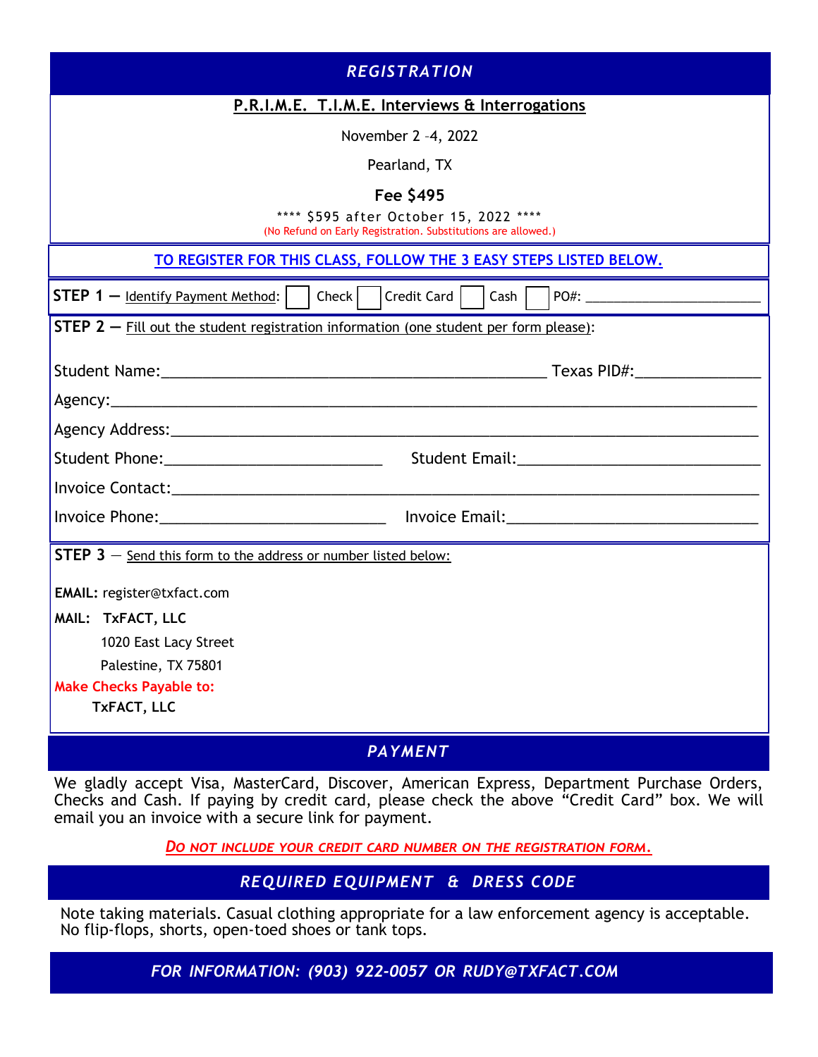## *REGISTRATION*

**P.R.I.M.E. T.I.M.E. Interviews & Interrogations**

November 2 –4, 2022

Pearland, TX

**Fee $495**

**** $595 after October 15, 2022 ****

(No Refund on Early Registration. Substitutions are allowed.)

TO REGISTER FOR THIS CLASS, FOLLOW THE 3 EASY STEPS LISTED BELOW.

**STEP 1 —** Identify Payment Method: ☐ Check ☐ Credit Card ☐ Cash ☐ PO#: _______________________

**STEP 2 —** Fill out the student registration information (one student per form please):

Student Name:_______________________________________________ Texas PID#:_______________

Agency:_______________________________________________________________________________

Agency Address:________________________________________________________________________

Student Phone:__________________________ Student Email:_____________________________

Invoice Contact:________________________________________________________________________

Invoice Phone:___________________________ Invoice Email:______________________________

**STEP 3** — Send this form to the address or number listed below:

**EMAIL:** register@txfact.com

**MAIL: TxFACT, LLC**

1020 East Lacy Street

Palestine, TX 75801

**Make Checks Payable to:**

**TxFACT, LLC**

## *PAYMENT*

We gladly accept Visa, MasterCard, Discover, American Express, Department Purchase Orders, Checks and Cash. If paying by credit card, please check the above "Credit Card" box. We will email you an invoice with a secure link for payment.

***DO NOT INCLUDE YOUR CREDIT CARD NUMBER ON THE REGISTRATION FORM.***

## *REQUIRED EQUIPMENT & DRESS CODE*

Note taking materials. Casual clothing appropriate for a law enforcement agency is acceptable. No flip-flops, shorts, open-toed shoes or tank tops.

*FOR INFORMATION: (903) 922-0057 OR RUDY@TXFACT.COM*